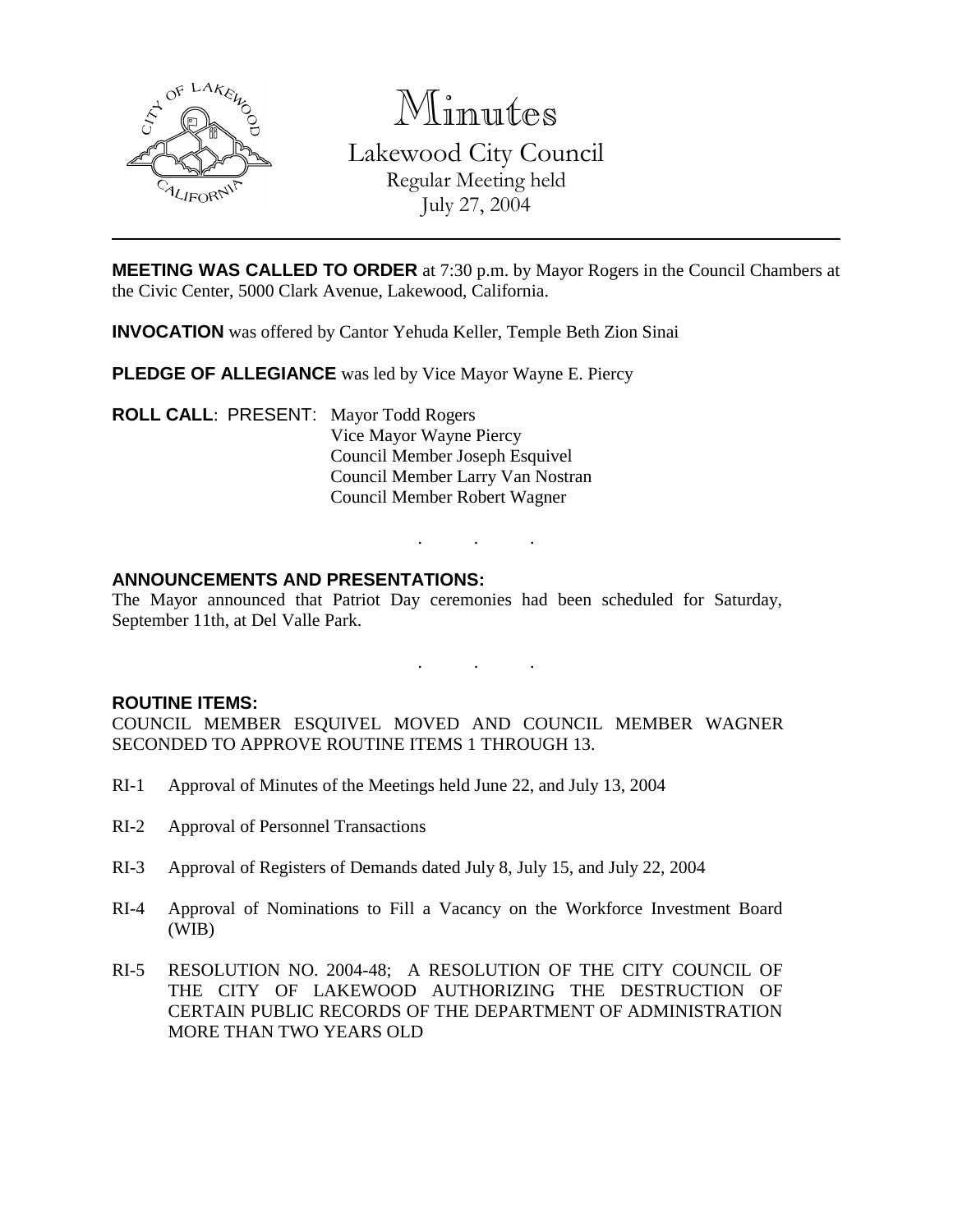# Minutes

## Lakewood City Council

Regular Meeting held
July 27, 2004

**MEETING WAS CALLED TO ORDER** at 7:30 p.m. by Mayor Rogers in the Council Chambers at the Civic Center, 5000 Clark Avenue, Lakewood, California.

**INVOCATION** was offered by Cantor Yehuda Keller, Temple Beth Zion Sinai

**PLEDGE OF ALLEGIANCE** was led by Vice Mayor Wayne E. Piercy

**ROLL CALL**: PRESENT: Mayor Todd Rogers
Vice Mayor Wayne Piercy
Council Member Joseph Esquivel
Council Member Larry Van Nostran
Council Member Robert Wagner

. . .

**ANNOUNCEMENTS AND PRESENTATIONS:**

The Mayor announced that Patriot Day ceremonies had been scheduled for Saturday, September 11th, at Del Valle Park.

. . .

**ROUTINE ITEMS:**

COUNCIL MEMBER ESQUIVEL MOVED AND COUNCIL MEMBER WAGNER SECONDED TO APPROVE ROUTINE ITEMS 1 THROUGH 13.

RI-1 Approval of Minutes of the Meetings held June 22, and July 13, 2004

RI-2 Approval of Personnel Transactions

RI-3 Approval of Registers of Demands dated July 8, July 15, and July 22, 2004

RI-4 Approval of Nominations to Fill a Vacancy on the Workforce Investment Board (WIB)

RI-5 RESOLUTION NO. 2004-48; A RESOLUTION OF THE CITY COUNCIL OF THE CITY OF LAKEWOOD AUTHORIZING THE DESTRUCTION OF CERTAIN PUBLIC RECORDS OF THE DEPARTMENT OF ADMINISTRATION MORE THAN TWO YEARS OLD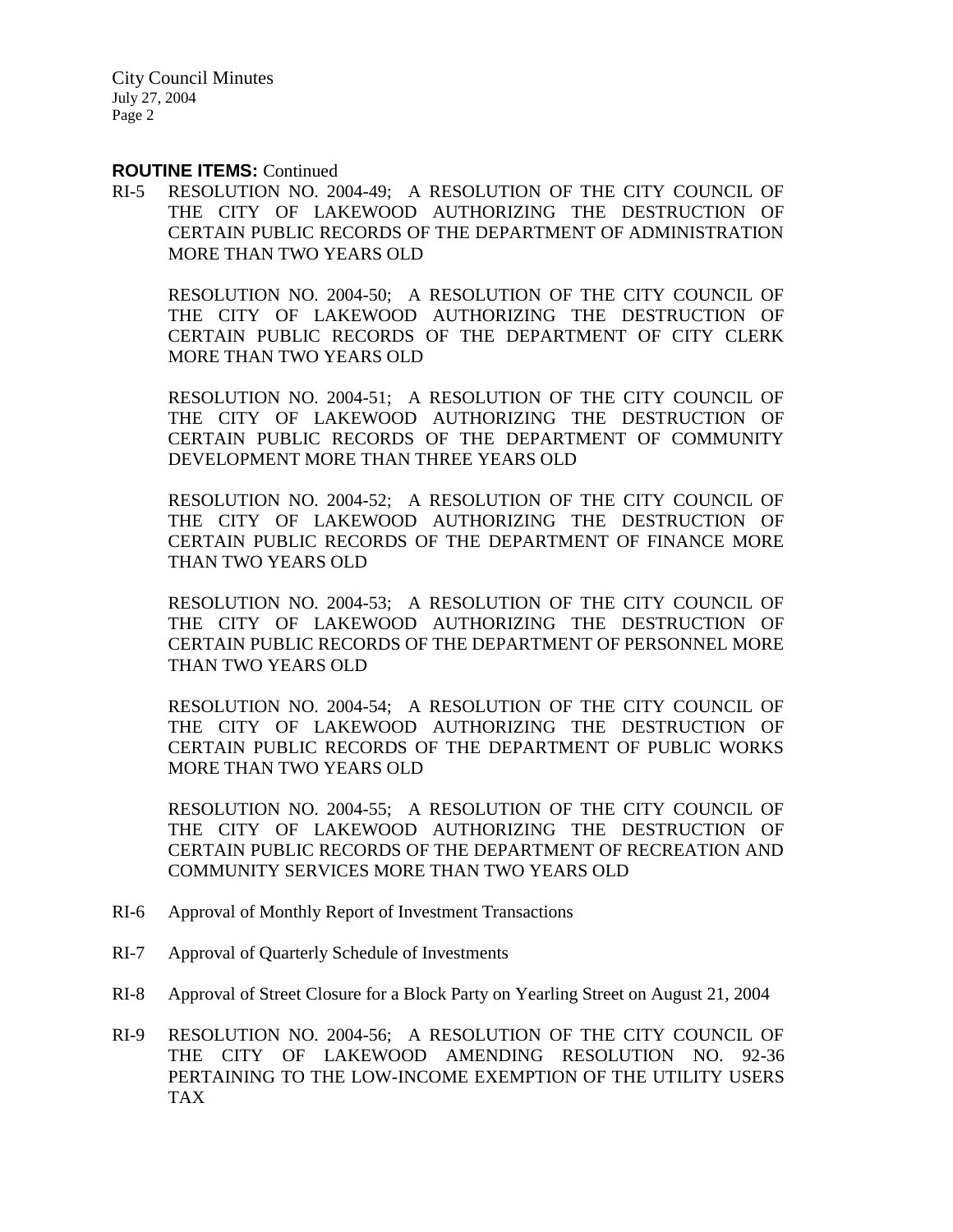**ROUTINE ITEMS:** Continued

RI-5 RESOLUTION NO. 2004-49; A RESOLUTION OF THE CITY COUNCIL OF THE CITY OF LAKEWOOD AUTHORIZING THE DESTRUCTION OF CERTAIN PUBLIC RECORDS OF THE DEPARTMENT OF ADMINISTRATION MORE THAN TWO YEARS OLD

RESOLUTION NO. 2004-50; A RESOLUTION OF THE CITY COUNCIL OF THE CITY OF LAKEWOOD AUTHORIZING THE DESTRUCTION OF CERTAIN PUBLIC RECORDS OF THE DEPARTMENT OF CITY CLERK MORE THAN TWO YEARS OLD

RESOLUTION NO. 2004-51; A RESOLUTION OF THE CITY COUNCIL OF THE CITY OF LAKEWOOD AUTHORIZING THE DESTRUCTION OF CERTAIN PUBLIC RECORDS OF THE DEPARTMENT OF COMMUNITY DEVELOPMENT MORE THAN THREE YEARS OLD

RESOLUTION NO. 2004-52; A RESOLUTION OF THE CITY COUNCIL OF THE CITY OF LAKEWOOD AUTHORIZING THE DESTRUCTION OF CERTAIN PUBLIC RECORDS OF THE DEPARTMENT OF FINANCE MORE THAN TWO YEARS OLD

RESOLUTION NO. 2004-53; A RESOLUTION OF THE CITY COUNCIL OF THE CITY OF LAKEWOOD AUTHORIZING THE DESTRUCTION OF CERTAIN PUBLIC RECORDS OF THE DEPARTMENT OF PERSONNEL MORE THAN TWO YEARS OLD

RESOLUTION NO. 2004-54; A RESOLUTION OF THE CITY COUNCIL OF THE CITY OF LAKEWOOD AUTHORIZING THE DESTRUCTION OF CERTAIN PUBLIC RECORDS OF THE DEPARTMENT OF PUBLIC WORKS MORE THAN TWO YEARS OLD

RESOLUTION NO. 2004-55; A RESOLUTION OF THE CITY COUNCIL OF THE CITY OF LAKEWOOD AUTHORIZING THE DESTRUCTION OF CERTAIN PUBLIC RECORDS OF THE DEPARTMENT OF RECREATION AND COMMUNITY SERVICES MORE THAN TWO YEARS OLD

RI-6 Approval of Monthly Report of Investment Transactions

RI-7 Approval of Quarterly Schedule of Investments

RI-8 Approval of Street Closure for a Block Party on Yearling Street on August 21, 2004

RI-9 RESOLUTION NO. 2004-56; A RESOLUTION OF THE CITY COUNCIL OF THE CITY OF LAKEWOOD AMENDING RESOLUTION NO. 92-36 PERTAINING TO THE LOW-INCOME EXEMPTION OF THE UTILITY USERS TAX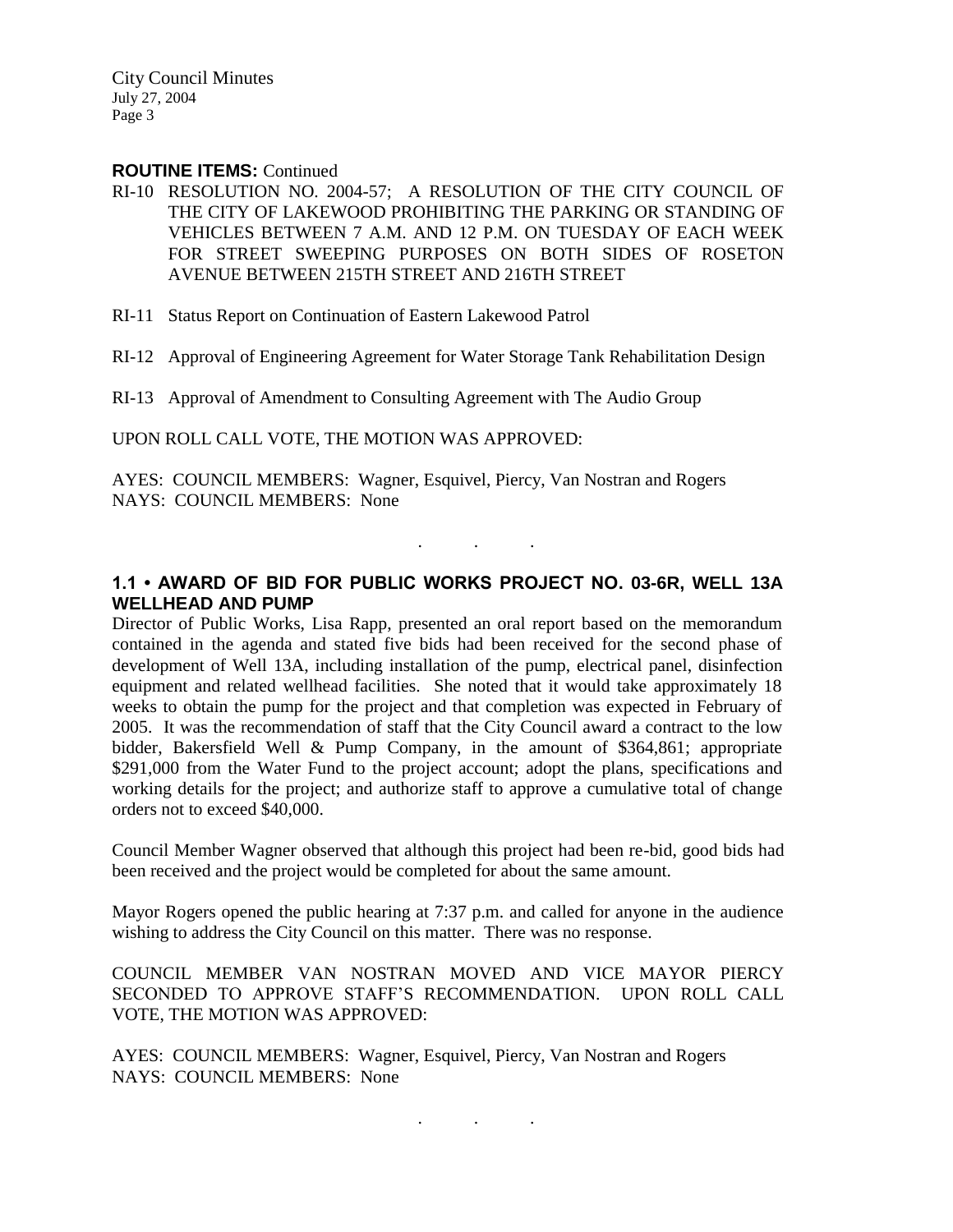**ROUTINE ITEMS:** Continued

RI-10 RESOLUTION NO. 2004-57; A RESOLUTION OF THE CITY COUNCIL OF THE CITY OF LAKEWOOD PROHIBITING THE PARKING OR STANDING OF VEHICLES BETWEEN 7 A.M. AND 12 P.M. ON TUESDAY OF EACH WEEK FOR STREET SWEEPING PURPOSES ON BOTH SIDES OF ROSETON AVENUE BETWEEN 215TH STREET AND 216TH STREET

RI-11 Status Report on Continuation of Eastern Lakewood Patrol

RI-12 Approval of Engineering Agreement for Water Storage Tank Rehabilitation Design

RI-13 Approval of Amendment to Consulting Agreement with The Audio Group

UPON ROLL CALL VOTE, THE MOTION WAS APPROVED:

AYES: COUNCIL MEMBERS: Wagner, Esquivel, Piercy, Van Nostran and Rogers
NAYS: COUNCIL MEMBERS: None

. . .

**1.1 • AWARD OF BID FOR PUBLIC WORKS PROJECT NO. 03-6R, WELL 13A WELLHEAD AND PUMP**

Director of Public Works, Lisa Rapp, presented an oral report based on the memorandum contained in the agenda and stated five bids had been received for the second phase of development of Well 13A, including installation of the pump, electrical panel, disinfection equipment and related wellhead facilities. She noted that it would take approximately 18 weeks to obtain the pump for the project and that completion was expected in February of 2005. It was the recommendation of staff that the City Council award a contract to the low bidder, Bakersfield Well & Pump Company, in the amount of $364,861; appropriate $291,000 from the Water Fund to the project account; adopt the plans, specifications and working details for the project; and authorize staff to approve a cumulative total of change orders not to exceed $40,000.

Council Member Wagner observed that although this project had been re-bid, good bids had been received and the project would be completed for about the same amount.

Mayor Rogers opened the public hearing at 7:37 p.m. and called for anyone in the audience wishing to address the City Council on this matter. There was no response.

COUNCIL MEMBER VAN NOSTRAN MOVED AND VICE MAYOR PIERCY SECONDED TO APPROVE STAFF'S RECOMMENDATION. UPON ROLL CALL VOTE, THE MOTION WAS APPROVED:

AYES: COUNCIL MEMBERS: Wagner, Esquivel, Piercy, Van Nostran and Rogers
NAYS: COUNCIL MEMBERS: None

. . .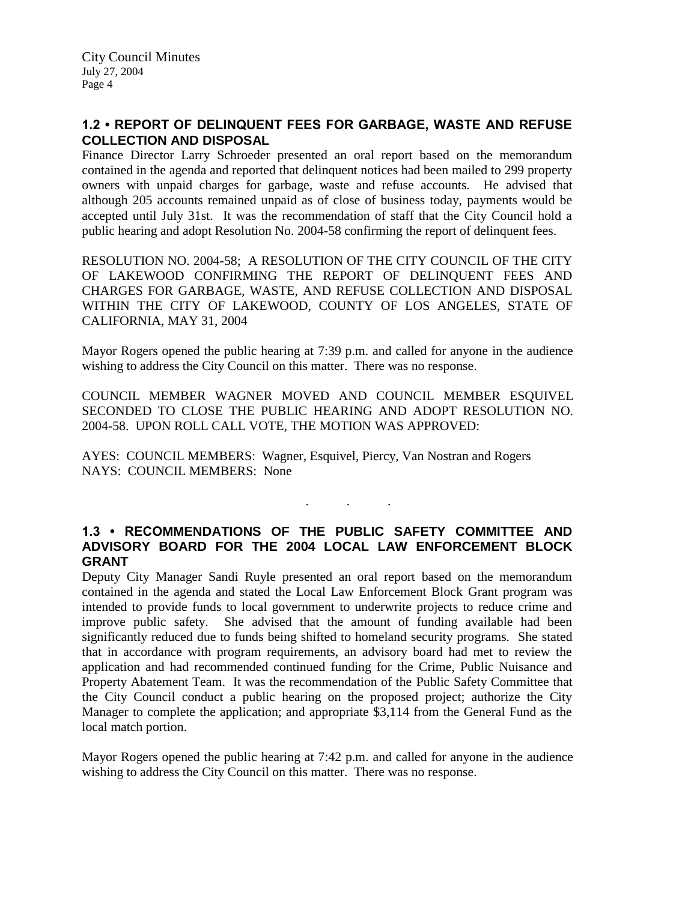### 1.2 • REPORT OF DELINQUENT FEES FOR GARBAGE, WASTE AND REFUSE COLLECTION AND DISPOSAL

Finance Director Larry Schroeder presented an oral report based on the memorandum contained in the agenda and reported that delinquent notices had been mailed to 299 property owners with unpaid charges for garbage, waste and refuse accounts. He advised that although 205 accounts remained unpaid as of close of business today, payments would be accepted until July 31st. It was the recommendation of staff that the City Council hold a public hearing and adopt Resolution No. 2004-58 confirming the report of delinquent fees.

RESOLUTION NO. 2004-58; A RESOLUTION OF THE CITY COUNCIL OF THE CITY OF LAKEWOOD CONFIRMING THE REPORT OF DELINQUENT FEES AND CHARGES FOR GARBAGE, WASTE, AND REFUSE COLLECTION AND DISPOSAL WITHIN THE CITY OF LAKEWOOD, COUNTY OF LOS ANGELES, STATE OF CALIFORNIA, MAY 31, 2004

Mayor Rogers opened the public hearing at 7:39 p.m. and called for anyone in the audience wishing to address the City Council on this matter. There was no response.

COUNCIL MEMBER WAGNER MOVED AND COUNCIL MEMBER ESQUIVEL SECONDED TO CLOSE THE PUBLIC HEARING AND ADOPT RESOLUTION NO. 2004-58. UPON ROLL CALL VOTE, THE MOTION WAS APPROVED:

AYES: COUNCIL MEMBERS: Wagner, Esquivel, Piercy, Van Nostran and Rogers
NAYS: COUNCIL MEMBERS: None

. . .

### 1.3 • RECOMMENDATIONS OF THE PUBLIC SAFETY COMMITTEE AND ADVISORY BOARD FOR THE 2004 LOCAL LAW ENFORCEMENT BLOCK GRANT

Deputy City Manager Sandi Ruyle presented an oral report based on the memorandum contained in the agenda and stated the Local Law Enforcement Block Grant program was intended to provide funds to local government to underwrite projects to reduce crime and improve public safety. She advised that the amount of funding available had been significantly reduced due to funds being shifted to homeland security programs. She stated that in accordance with program requirements, an advisory board had met to review the application and had recommended continued funding for the Crime, Public Nuisance and Property Abatement Team. It was the recommendation of the Public Safety Committee that the City Council conduct a public hearing on the proposed project; authorize the City Manager to complete the application; and appropriate $3,114 from the General Fund as the local match portion.

Mayor Rogers opened the public hearing at 7:42 p.m. and called for anyone in the audience wishing to address the City Council on this matter. There was no response.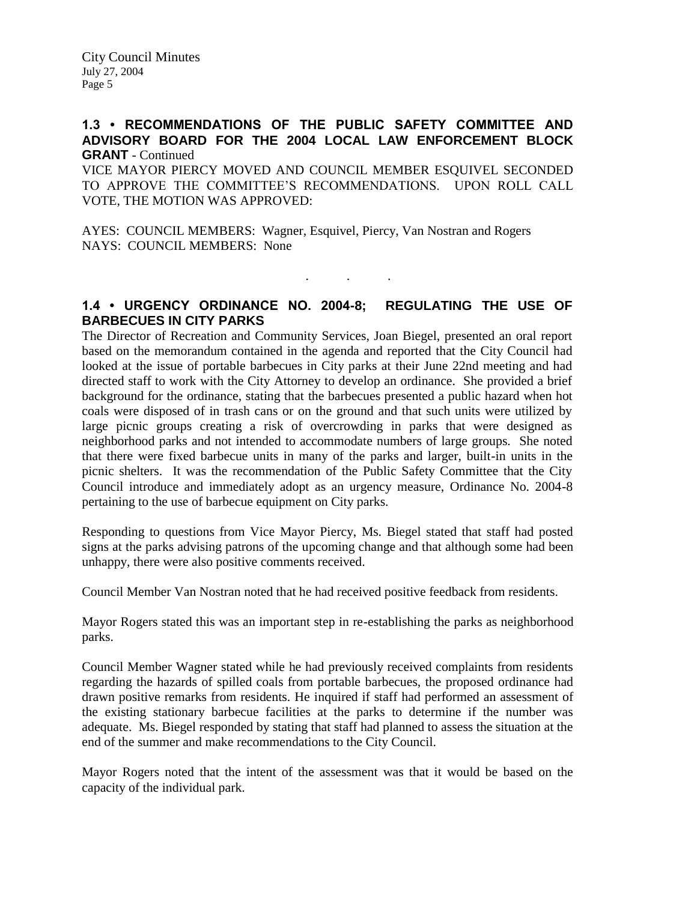## 1.3 • RECOMMENDATIONS OF THE PUBLIC SAFETY COMMITTEE AND ADVISORY BOARD FOR THE 2004 LOCAL LAW ENFORCEMENT BLOCK GRANT - Continued

VICE MAYOR PIERCY MOVED AND COUNCIL MEMBER ESQUIVEL SECONDED TO APPROVE THE COMMITTEE'S RECOMMENDATIONS. UPON ROLL CALL VOTE, THE MOTION WAS APPROVED:

AYES: COUNCIL MEMBERS: Wagner, Esquivel, Piercy, Van Nostran and Rogers
NAYS: COUNCIL MEMBERS: None

. . .

## 1.4 • URGENCY ORDINANCE NO. 2004-8; REGULATING THE USE OF BARBECUES IN CITY PARKS

The Director of Recreation and Community Services, Joan Biegel, presented an oral report based on the memorandum contained in the agenda and reported that the City Council had looked at the issue of portable barbecues in City parks at their June 22nd meeting and had directed staff to work with the City Attorney to develop an ordinance. She provided a brief background for the ordinance, stating that the barbecues presented a public hazard when hot coals were disposed of in trash cans or on the ground and that such units were utilized by large picnic groups creating a risk of overcrowding in parks that were designed as neighborhood parks and not intended to accommodate numbers of large groups. She noted that there were fixed barbecue units in many of the parks and larger, built-in units in the picnic shelters. It was the recommendation of the Public Safety Committee that the City Council introduce and immediately adopt as an urgency measure, Ordinance No. 2004-8 pertaining to the use of barbecue equipment on City parks.

Responding to questions from Vice Mayor Piercy, Ms. Biegel stated that staff had posted signs at the parks advising patrons of the upcoming change and that although some had been unhappy, there were also positive comments received.

Council Member Van Nostran noted that he had received positive feedback from residents.

Mayor Rogers stated this was an important step in re-establishing the parks as neighborhood parks.

Council Member Wagner stated while he had previously received complaints from residents regarding the hazards of spilled coals from portable barbecues, the proposed ordinance had drawn positive remarks from residents. He inquired if staff had performed an assessment of the existing stationary barbecue facilities at the parks to determine if the number was adequate. Ms. Biegel responded by stating that staff had planned to assess the situation at the end of the summer and make recommendations to the City Council.

Mayor Rogers noted that the intent of the assessment was that it would be based on the capacity of the individual park.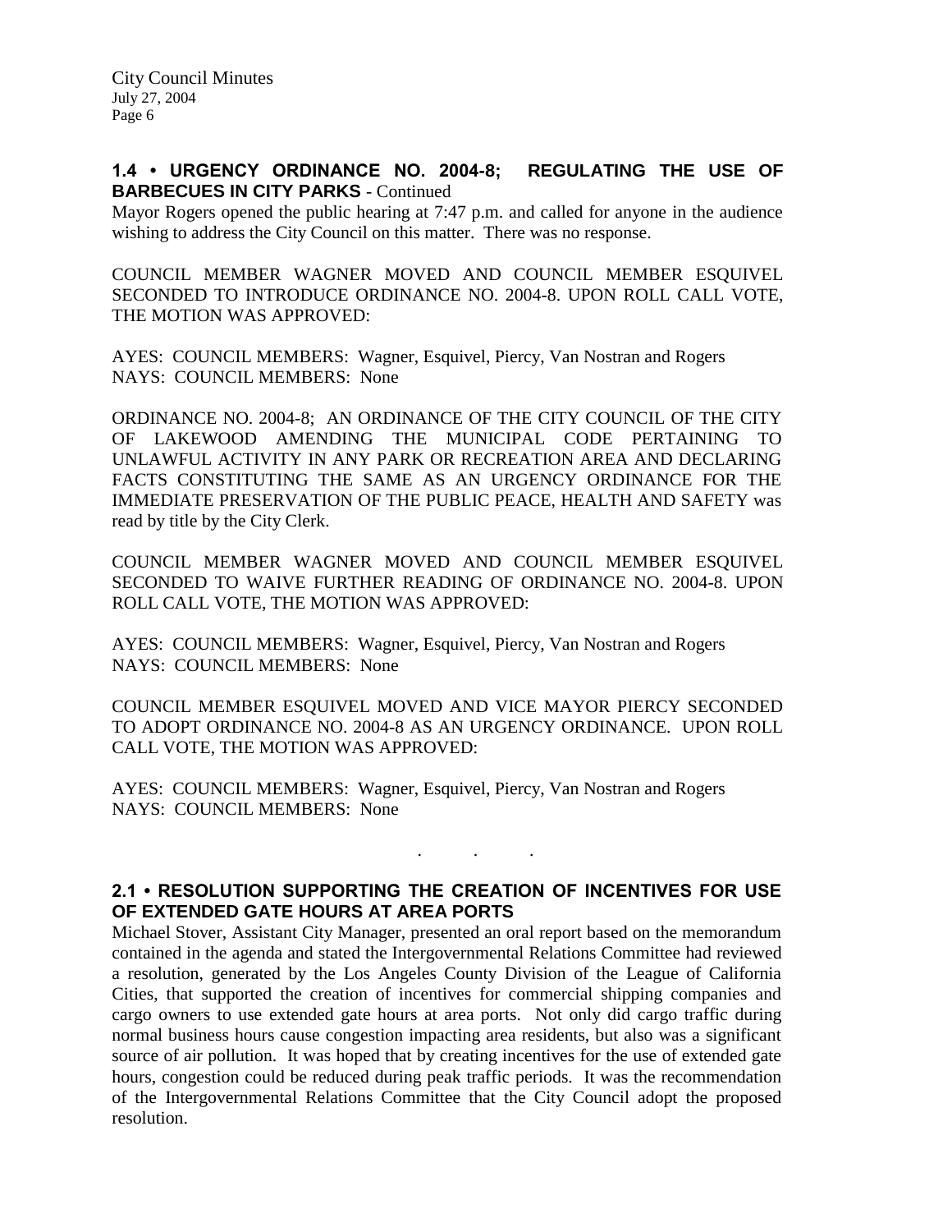**1.4 • URGENCY ORDINANCE NO. 2004-8; REGULATING THE USE OF BARBECUES IN CITY PARKS** - Continued

Mayor Rogers opened the public hearing at 7:47 p.m. and called for anyone in the audience wishing to address the City Council on this matter. There was no response.

COUNCIL MEMBER WAGNER MOVED AND COUNCIL MEMBER ESQUIVEL SECONDED TO INTRODUCE ORDINANCE NO. 2004-8. UPON ROLL CALL VOTE, THE MOTION WAS APPROVED:

AYES: COUNCIL MEMBERS: Wagner, Esquivel, Piercy, Van Nostran and Rogers
NAYS: COUNCIL MEMBERS: None

ORDINANCE NO. 2004-8; AN ORDINANCE OF THE CITY COUNCIL OF THE CITY OF LAKEWOOD AMENDING THE MUNICIPAL CODE PERTAINING TO UNLAWFUL ACTIVITY IN ANY PARK OR RECREATION AREA AND DECLARING FACTS CONSTITUTING THE SAME AS AN URGENCY ORDINANCE FOR THE IMMEDIATE PRESERVATION OF THE PUBLIC PEACE, HEALTH AND SAFETY was read by title by the City Clerk.

COUNCIL MEMBER WAGNER MOVED AND COUNCIL MEMBER ESQUIVEL SECONDED TO WAIVE FURTHER READING OF ORDINANCE NO. 2004-8. UPON ROLL CALL VOTE, THE MOTION WAS APPROVED:

AYES: COUNCIL MEMBERS: Wagner, Esquivel, Piercy, Van Nostran and Rogers
NAYS: COUNCIL MEMBERS: None

COUNCIL MEMBER ESQUIVEL MOVED AND VICE MAYOR PIERCY SECONDED TO ADOPT ORDINANCE NO. 2004-8 AS AN URGENCY ORDINANCE. UPON ROLL CALL VOTE, THE MOTION WAS APPROVED:

AYES: COUNCIL MEMBERS: Wagner, Esquivel, Piercy, Van Nostran and Rogers
NAYS: COUNCIL MEMBERS: None

. . .

**2.1 • RESOLUTION SUPPORTING THE CREATION OF INCENTIVES FOR USE OF EXTENDED GATE HOURS AT AREA PORTS**

Michael Stover, Assistant City Manager, presented an oral report based on the memorandum contained in the agenda and stated the Intergovernmental Relations Committee had reviewed a resolution, generated by the Los Angeles County Division of the League of California Cities, that supported the creation of incentives for commercial shipping companies and cargo owners to use extended gate hours at area ports. Not only did cargo traffic during normal business hours cause congestion impacting area residents, but also was a significant source of air pollution. It was hoped that by creating incentives for the use of extended gate hours, congestion could be reduced during peak traffic periods. It was the recommendation of the Intergovernmental Relations Committee that the City Council adopt the proposed resolution.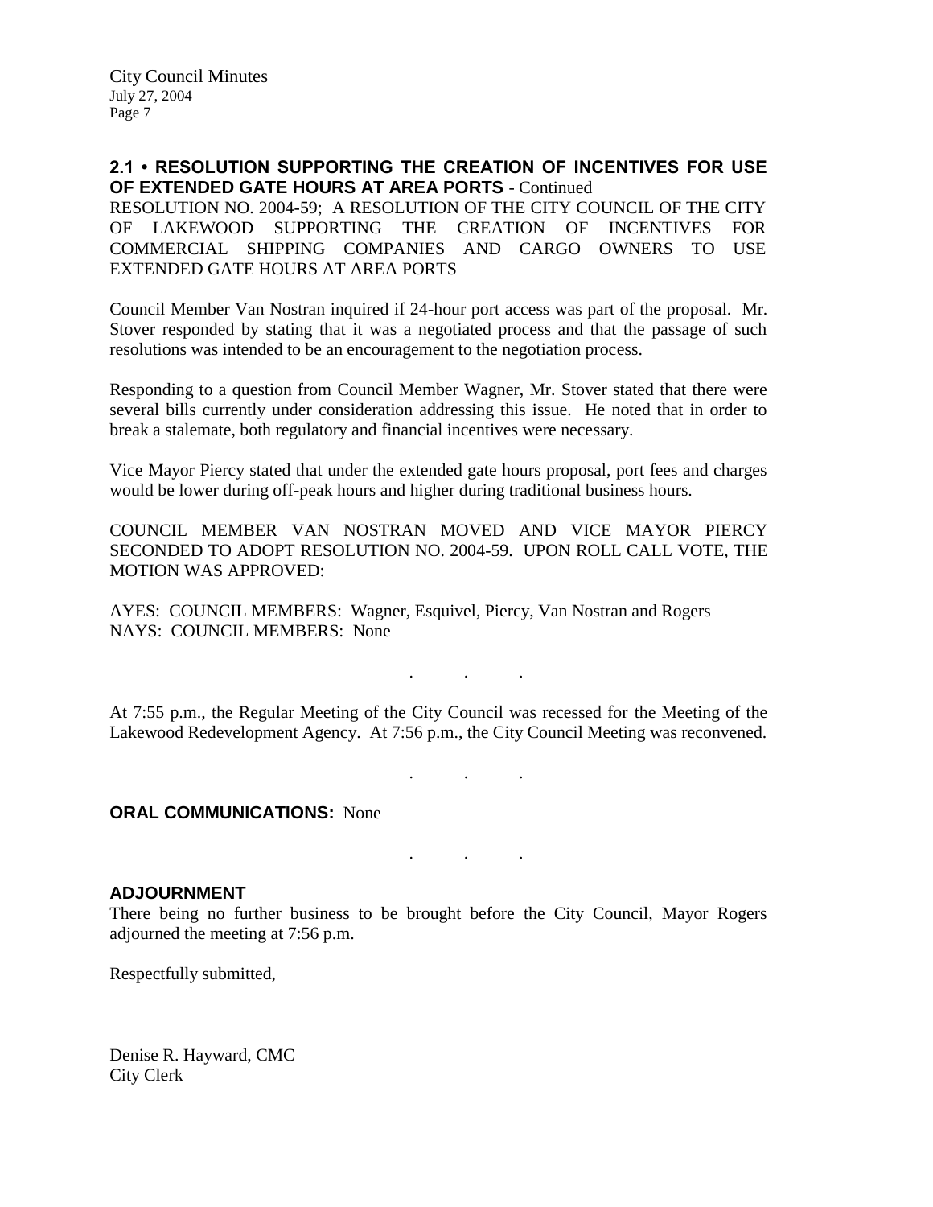### 2.1 • RESOLUTION SUPPORTING THE CREATION OF INCENTIVES FOR USE OF EXTENDED GATE HOURS AT AREA PORTS - Continued

RESOLUTION NO. 2004-59; A RESOLUTION OF THE CITY COUNCIL OF THE CITY OF LAKEWOOD SUPPORTING THE CREATION OF INCENTIVES FOR COMMERCIAL SHIPPING COMPANIES AND CARGO OWNERS TO USE EXTENDED GATE HOURS AT AREA PORTS

Council Member Van Nostran inquired if 24-hour port access was part of the proposal. Mr. Stover responded by stating that it was a negotiated process and that the passage of such resolutions was intended to be an encouragement to the negotiation process.

Responding to a question from Council Member Wagner, Mr. Stover stated that there were several bills currently under consideration addressing this issue. He noted that in order to break a stalemate, both regulatory and financial incentives were necessary.

Vice Mayor Piercy stated that under the extended gate hours proposal, port fees and charges would be lower during off-peak hours and higher during traditional business hours.

COUNCIL MEMBER VAN NOSTRAN MOVED AND VICE MAYOR PIERCY SECONDED TO ADOPT RESOLUTION NO. 2004-59. UPON ROLL CALL VOTE, THE MOTION WAS APPROVED:

AYES: COUNCIL MEMBERS: Wagner, Esquivel, Piercy, Van Nostran and Rogers
NAYS: COUNCIL MEMBERS: None

. . .

At 7:55 p.m., the Regular Meeting of the City Council was recessed for the Meeting of the Lakewood Redevelopment Agency. At 7:56 p.m., the City Council Meeting was reconvened.

. . .

**ORAL COMMUNICATIONS:** None

. . .

### ADJOURNMENT

There being no further business to be brought before the City Council, Mayor Rogers adjourned the meeting at 7:56 p.m.

Respectfully submitted,

Denise R. Hayward, CMC
City Clerk